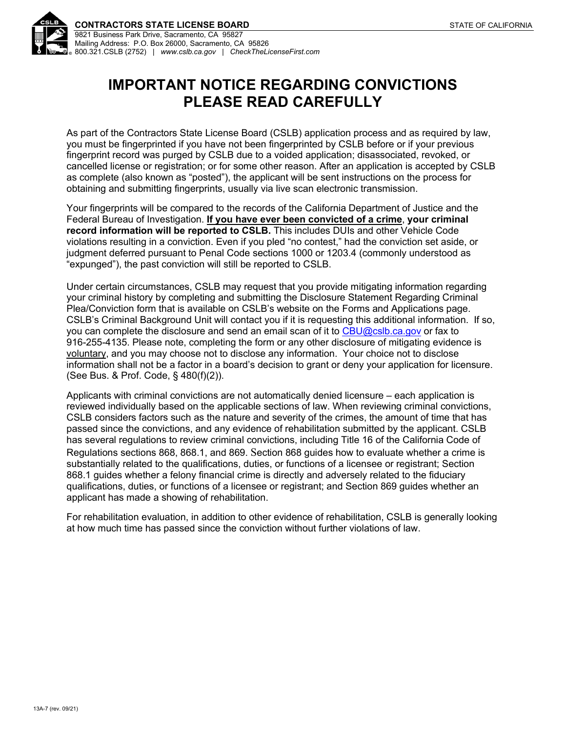**CONTRACTORS STATE LICENSE BOARD** STATE OF CALIFORNIA
9821 Business Park Drive, Sacramento, CA 95827
Mailing Address: P.O. Box 26000, Sacramento, CA 95826
800.321.CSLB (2752) | *www.cslb.ca.gov* | *CheckTheLicenseFirst.com*

# IMPORTANT NOTICE REGARDING CONVICTIONS PLEASE READ CAREFULLY

As part of the Contractors State License Board (CSLB) application process and as required by law, you must be fingerprinted if you have not been fingerprinted by CSLB before or if your previous fingerprint record was purged by CSLB due to a voided application; disassociated, revoked, or cancelled license or registration; or for some other reason. After an application is accepted by CSLB as complete (also known as "posted"), the applicant will be sent instructions on the process for obtaining and submitting fingerprints, usually via live scan electronic transmission.

Your fingerprints will be compared to the records of the California Department of Justice and the Federal Bureau of Investigation. **If you have ever been convicted of a crime**, **your criminal record information will be reported to CSLB.** This includes DUIs and other Vehicle Code violations resulting in a conviction. Even if you pled "no contest," had the conviction set aside, or judgment deferred pursuant to Penal Code sections 1000 or 1203.4 (commonly understood as "expunged"), the past conviction will still be reported to CSLB.

Under certain circumstances, CSLB may request that you provide mitigating information regarding your criminal history by completing and submitting the Disclosure Statement Regarding Criminal Plea/Conviction form that is available on CSLB's website on the Forms and Applications page. CSLB's Criminal Background Unit will contact you if it is requesting this additional information. If so, you can complete the disclosure and send an email scan of it to CBU@cslb.ca.gov or fax to 916-255-4135. Please note, completing the form or any other disclosure of mitigating evidence is voluntary, and you may choose not to disclose any information. Your choice not to disclose information shall not be a factor in a board's decision to grant or deny your application for licensure. (See Bus. & Prof. Code, § 480(f)(2)).

Applicants with criminal convictions are not automatically denied licensure – each application is reviewed individually based on the applicable sections of law. When reviewing criminal convictions, CSLB considers factors such as the nature and severity of the crimes, the amount of time that has passed since the convictions, and any evidence of rehabilitation submitted by the applicant. CSLB has several regulations to review criminal convictions, including Title 16 of the California Code of Regulations sections 868, 868.1, and 869. Section 868 guides how to evaluate whether a crime is substantially related to the qualifications, duties, or functions of a licensee or registrant; Section 868.1 guides whether a felony financial crime is directly and adversely related to the fiduciary qualifications, duties, or functions of a licensee or registrant; and Section 869 guides whether an applicant has made a showing of rehabilitation.

For rehabilitation evaluation, in addition to other evidence of rehabilitation, CSLB is generally looking at how much time has passed since the conviction without further violations of law.

13A-7 (rev. 09/21)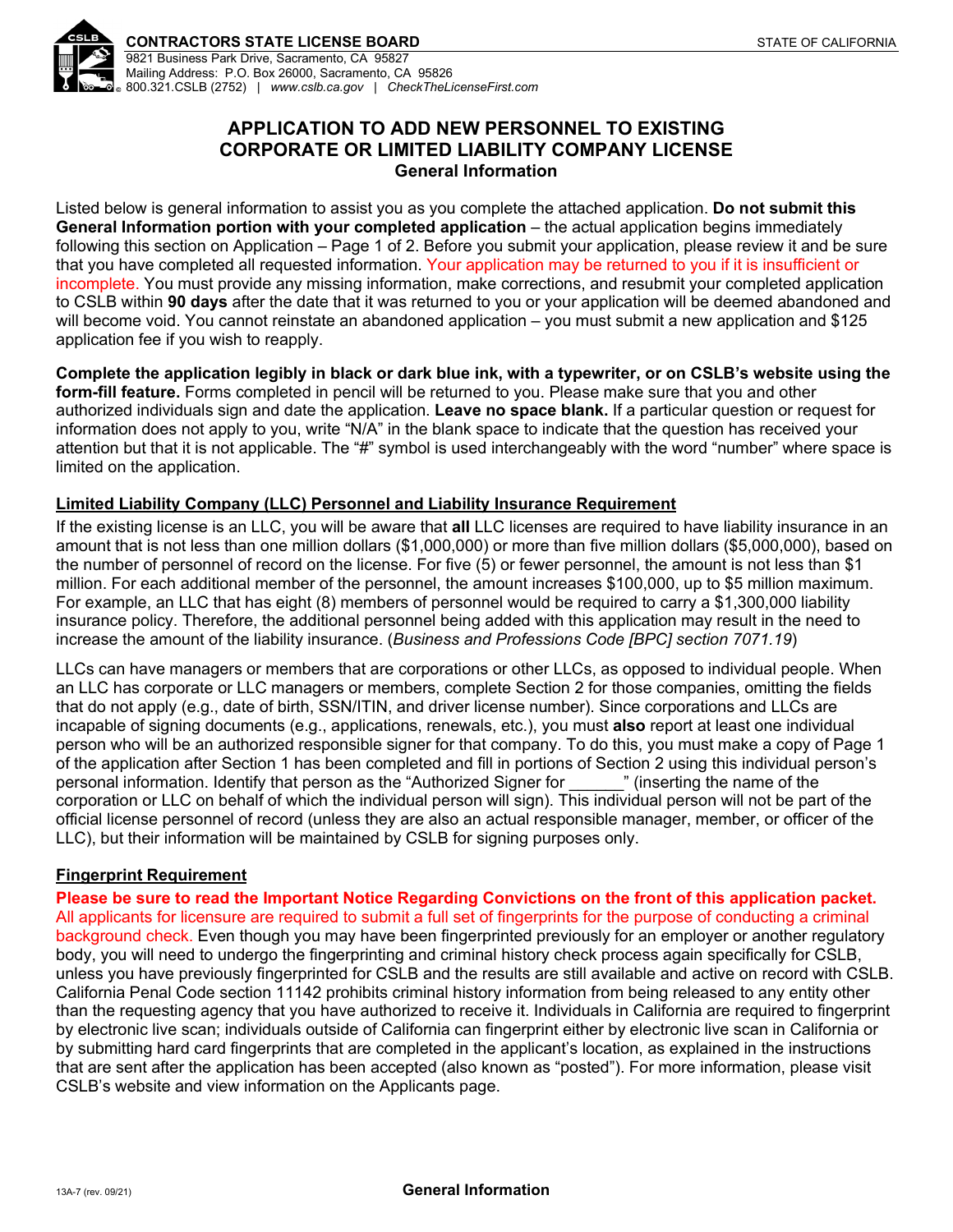**CONTRACTORS STATE LICENSE BOARD** STATE OF CALIFORNIA
9821 Business Park Drive, Sacramento, CA 95827
Mailing Address: P.O. Box 26000, Sacramento, CA 95826
800.321.CSLB (2752) | *www.cslb.ca.gov* | *CheckTheLicenseFirst.com*

# APPLICATION TO ADD NEW PERSONNEL TO EXISTING CORPORATE OR LIMITED LIABILITY COMPANY LICENSE

## General Information

Listed below is general information to assist you as you complete the attached application. **Do not submit this General Information portion with your completed application** – the actual application begins immediately following this section on Application – Page 1 of 2. Before you submit your application, please review it and be sure that you have completed all requested information. Your application may be returned to you if it is insufficient or incomplete. You must provide any missing information, make corrections, and resubmit your completed application to CSLB within **90 days** after the date that it was returned to you or your application will be deemed abandoned and will become void. You cannot reinstate an abandoned application – you must submit a new application and $125 application fee if you wish to reapply.

**Complete the application legibly in black or dark blue ink, with a typewriter, or on CSLB's website using the form-fill feature.** Forms completed in pencil will be returned to you. Please make sure that you and other authorized individuals sign and date the application. **Leave no space blank.** If a particular question or request for information does not apply to you, write "N/A" in the blank space to indicate that the question has received your attention but that it is not applicable. The "#" symbol is used interchangeably with the word "number" where space is limited on the application.

### Limited Liability Company (LLC) Personnel and Liability Insurance Requirement

If the existing license is an LLC, you will be aware that **all** LLC licenses are required to have liability insurance in an amount that is not less than one million dollars ($1,000,000) or more than five million dollars ($5,000,000), based on the number of personnel of record on the license. For five (5) or fewer personnel, the amount is not less than $1 million. For each additional member of the personnel, the amount increases $100,000, up to $5 million maximum. For example, an LLC that has eight (8) members of personnel would be required to carry a $1,300,000 liability insurance policy. Therefore, the additional personnel being added with this application may result in the need to increase the amount of the liability insurance. (*Business and Professions Code [BPC] section 7071.19*)

LLCs can have managers or members that are corporations or other LLCs, as opposed to individual people. When an LLC has corporate or LLC managers or members, complete Section 2 for those companies, omitting the fields that do not apply (e.g., date of birth, SSN/ITIN, and driver license number). Since corporations and LLCs are incapable of signing documents (e.g., applications, renewals, etc.), you must **also** report at least one individual person who will be an authorized responsible signer for that company. To do this, you must make a copy of Page 1 of the application after Section 1 has been completed and fill in portions of Section 2 using this individual person's personal information. Identify that person as the "Authorized Signer for ______" (inserting the name of the corporation or LLC on behalf of which the individual person will sign). This individual person will not be part of the official license personnel of record (unless they are also an actual responsible manager, member, or officer of the LLC), but their information will be maintained by CSLB for signing purposes only.

### Fingerprint Requirement

**Please be sure to read the Important Notice Regarding Convictions on the front of this application packet.** All applicants for licensure are required to submit a full set of fingerprints for the purpose of conducting a criminal background check. Even though you may have been fingerprinted previously for an employer or another regulatory body, you will need to undergo the fingerprinting and criminal history check process again specifically for CSLB, unless you have previously fingerprinted for CSLB and the results are still available and active on record with CSLB. California Penal Code section 11142 prohibits criminal history information from being released to any entity other than the requesting agency that you have authorized to receive it. Individuals in California are required to fingerprint by electronic live scan; individuals outside of California can fingerprint either by electronic live scan in California or by submitting hard card fingerprints that are completed in the applicant's location, as explained in the instructions that are sent after the application has been accepted (also known as "posted"). For more information, please visit CSLB's website and view information on the Applicants page.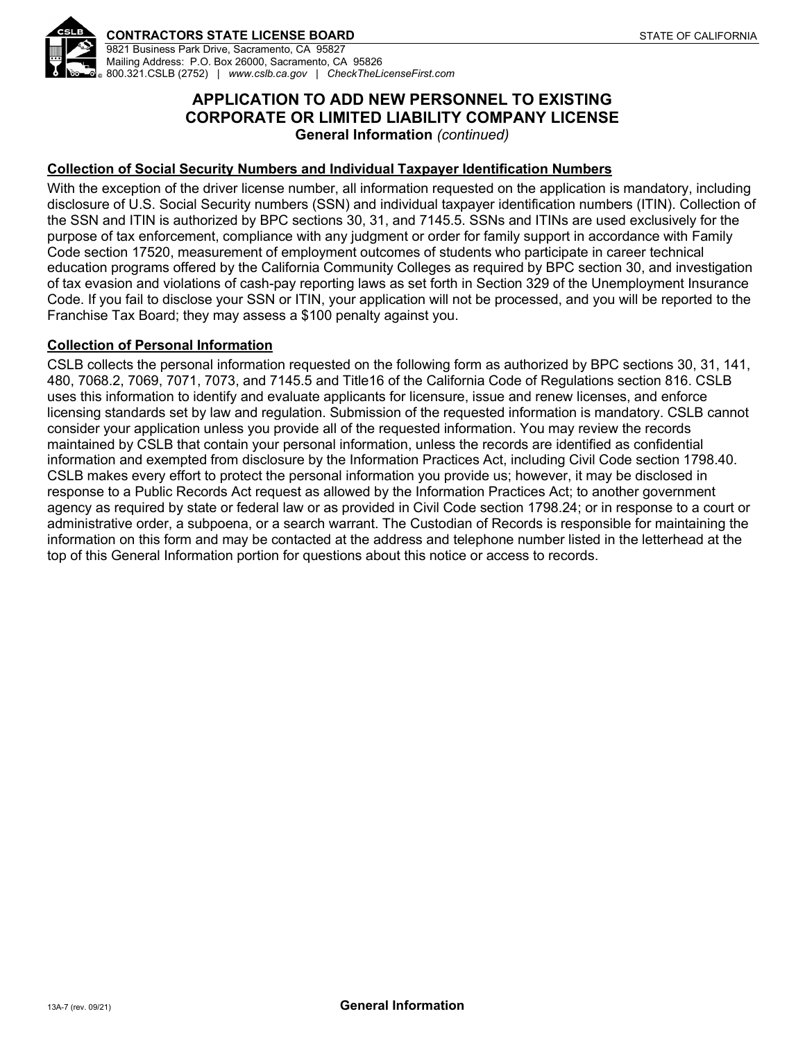# APPLICATION TO ADD NEW PERSONNEL TO EXISTING CORPORATE OR LIMITED LIABILITY COMPANY LICENSE

**General Information** *(continued)*

## Collection of Social Security Numbers and Individual Taxpayer Identification Numbers

With the exception of the driver license number, all information requested on the application is mandatory, including disclosure of U.S. Social Security numbers (SSN) and individual taxpayer identification numbers (ITIN). Collection of the SSN and ITIN is authorized by BPC sections 30, 31, and 7145.5. SSNs and ITINs are used exclusively for the purpose of tax enforcement, compliance with any judgment or order for family support in accordance with Family Code section 17520, measurement of employment outcomes of students who participate in career technical education programs offered by the California Community Colleges as required by BPC section 30, and investigation of tax evasion and violations of cash-pay reporting laws as set forth in Section 329 of the Unemployment Insurance Code. If you fail to disclose your SSN or ITIN, your application will not be processed, and you will be reported to the Franchise Tax Board; they may assess a $100 penalty against you.

## Collection of Personal Information

CSLB collects the personal information requested on the following form as authorized by BPC sections 30, 31, 141, 480, 7068.2, 7069, 7071, 7073, and 7145.5 and Title16 of the California Code of Regulations section 816. CSLB uses this information to identify and evaluate applicants for licensure, issue and renew licenses, and enforce licensing standards set by law and regulation. Submission of the requested information is mandatory. CSLB cannot consider your application unless you provide all of the requested information. You may review the records maintained by CSLB that contain your personal information, unless the records are identified as confidential information and exempted from disclosure by the Information Practices Act, including Civil Code section 1798.40. CSLB makes every effort to protect the personal information you provide us; however, it may be disclosed in response to a Public Records Act request as allowed by the Information Practices Act; to another government agency as required by state or federal law or as provided in Civil Code section 1798.24; or in response to a court or administrative order, a subpoena, or a search warrant. The Custodian of Records is responsible for maintaining the information on this form and may be contacted at the address and telephone number listed in the letterhead at the top of this General Information portion for questions about this notice or access to records.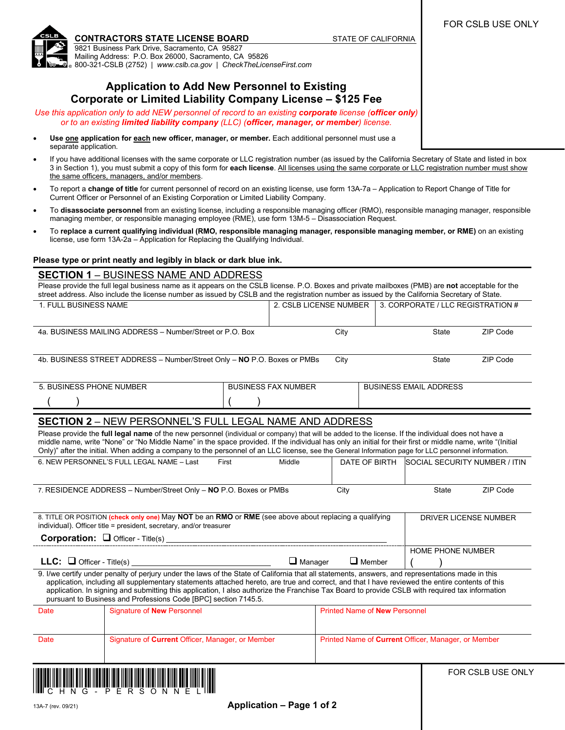FOR CSLB USE ONLY

**CONTRACTORS STATE LICENSE BOARD** STATE OF CALIFORNIA
9821 Business Park Drive, Sacramento, CA 95827
Mailing Address: P.O. Box 26000, Sacramento, CA 95826
800-321-CSLB (2752) | *www.cslb.ca.gov* | *CheckTheLicenseFirst.com*

# Application to Add New Personnel to Existing Corporate or Limited Liability Company License – $125 Fee

*Use this application only to add NEW personnel of record to an existing **corporate** license (**officer only**) or to an existing **limited liability company** (LLC) (**officer, manager, or member**) license.*

- **Use one application for each new officer, manager, or member.** Each additional personnel must use a separate application.
- If you have additional licenses with the same corporate or LLC registration number (as issued by the California Secretary of State and listed in box 3 in Section 1), you must submit a copy of this form for **each license**. All licenses using the same corporate or LLC registration number must show the same officers, managers, and/or members.
- To report a **change of title** for current personnel of record on an existing license, use form 13A-7a – Application to Report Change of Title for Current Officer or Personnel of an Existing Corporation or Limited Liability Company.
- To **disassociate personnel** from an existing license, including a responsible managing officer (RMO), responsible managing manager, responsible managing member, or responsible managing employee (RME), use form 13M-5 – Disassociation Request.
- To **replace a current qualifying individual (RMO, responsible managing manager, responsible managing member, or RME)** on an existing license, use form 13A-2a – Application for Replacing the Qualifying Individual.

**Please type or print neatly and legibly in black or dark blue ink.**

## SECTION 1 – BUSINESS NAME AND ADDRESS

Please provide the full legal business name as it appears on the CSLB license. P.O. Boxes and private mailboxes (PMB) are **not** acceptable for the street address. Also include the license number as issued by CSLB and the registration number as issued by the California Secretary of State.

| 1. FULL BUSINESS NAME | 2. CSLB LICENSE NUMBER | 3. CORPORATE / LLC REGISTRATION # |
|---|---|---|
| | | |

| 4a. BUSINESS MAILING ADDRESS – Number/Street or P.O. Box | City | State | ZIP Code |
|---|---|---|---|
| | | | |

| 4b. BUSINESS STREET ADDRESS – Number/Street Only – **NO** P.O. Boxes or PMBs | City | State | ZIP Code |
|---|---|---|---|
| | | | |

| 5. BUSINESS PHONE NUMBER | BUSINESS FAX NUMBER | BUSINESS EMAIL ADDRESS |
|---|---|---|
| ( ) | ( ) | |

## SECTION 2 – NEW PERSONNEL'S FULL LEGAL NAME AND ADDRESS

Please provide the **full legal name** of the new personnel (individual or company) that will be added to the license. If the individual does not have a middle name, write "None" or "No Middle Name" in the space provided. If the individual has only an initial for their first or middle name, write "(Initial Only)" after the initial. When adding a company to the personnel of an LLC license, see the General Information page for LLC personnel information.

| 6. NEW PERSONNEL'S FULL LEGAL NAME – Last | First | Middle | DATE OF BIRTH | SOCIAL SECURITY NUMBER / ITIN |
|---|---|---|---|---|
| | | | | |

| 7. RESIDENCE ADDRESS – Number/Street Only – **NO** P.O. Boxes or PMBs | City | State | ZIP Code |
|---|---|---|---|
| | | | |

8. TITLE OR POSITION **(check only one)** May **NOT** be an **RMO** or **RME** (see above about replacing a qualifying individual). Officer title = president, secretary, and/or treasurer

**Corporation:** ☐ Officer - Title(s) ______________________

**LLC:** ☐ Officer - Title(s) ______________ ☐ Manager ☐ Member

DRIVER LICENSE NUMBER

HOME PHONE NUMBER ( )

9. I/we certify under penalty of perjury under the laws of the State of California that all statements, answers, and representations made in this application, including all supplementary statements attached hereto, are true and correct, and that I have reviewed the entire contents of this application. In signing and submitting this application, I also authorize the Franchise Tax Board to provide CSLB with required tax information pursuant to Business and Professions Code [BPC] section 7145.5.

| Date | Signature of **New** Personnel | Printed Name of **New** Personnel |
|---|---|---|
| | | |
| **Date** | **Signature of Current Officer, Manager, or Member** | **Printed Name of Current Officer, Manager, or Member** |
| | | |

CHNG-PERSONNEL

FOR CSLB USE ONLY

13A-7 (rev. 09/21)

**Application – Page 1 of 2**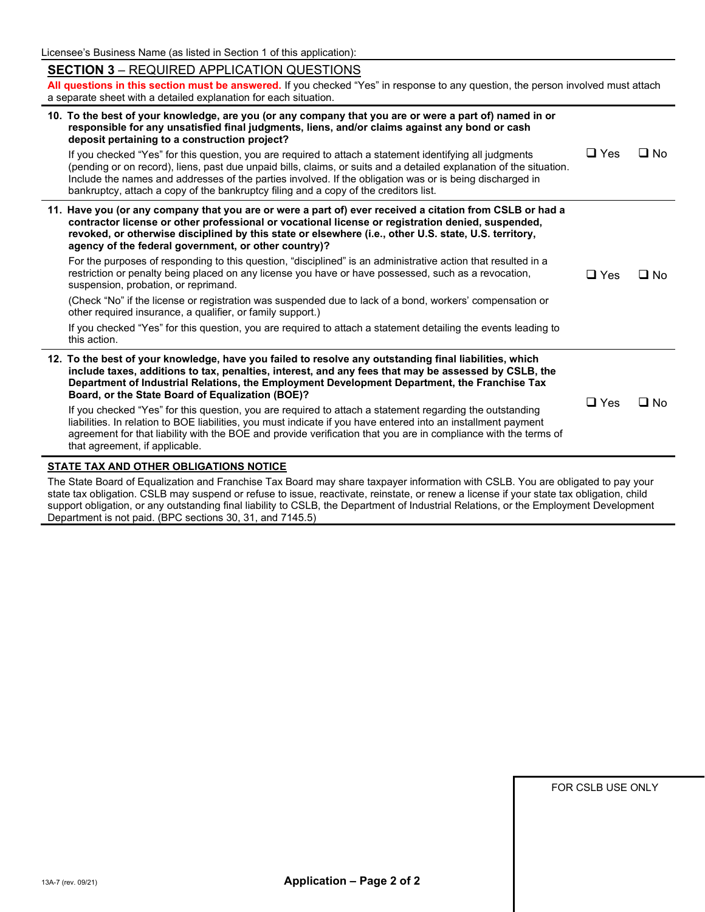Licensee's Business Name (as listed in Section 1 of this application):

## SECTION 3 – REQUIRED APPLICATION QUESTIONS

**All questions in this section must be answered.** If you checked "Yes" in response to any question, the person involved must attach a separate sheet with a detailed explanation for each situation.

**10. To the best of your knowledge, are you (or any company that you are or were a part of) named in or responsible for any unsatisfied final judgments, liens, and/or claims against any bond or cash deposit pertaining to a construction project?**

If you checked "Yes" for this question, you are required to attach a statement identifying all judgments (pending or on record), liens, past due unpaid bills, claims, or suits and a detailed explanation of the situation. Include the names and addresses of the parties involved. If the obligation was or is being discharged in bankruptcy, attach a copy of the bankruptcy filing and a copy of the creditors list.

❑ Yes ❑ No

**11. Have you (or any company that you are or were a part of) ever received a citation from CSLB or had a contractor license or other professional or vocational license or registration denied, suspended, revoked, or otherwise disciplined by this state or elsewhere (i.e., other U.S. state, U.S. territory, agency of the federal government, or other country)?**

For the purposes of responding to this question, "disciplined" is an administrative action that resulted in a restriction or penalty being placed on any license you have or have possessed, such as a revocation, suspension, probation, or reprimand.

(Check "No" if the license or registration was suspended due to lack of a bond, workers' compensation or other required insurance, a qualifier, or family support.)

If you checked "Yes" for this question, you are required to attach a statement detailing the events leading to this action.

❑ Yes ❑ No

**12. To the best of your knowledge, have you failed to resolve any outstanding final liabilities, which include taxes, additions to tax, penalties, interest, and any fees that may be assessed by CSLB, the Department of Industrial Relations, the Employment Development Department, the Franchise Tax Board, or the State Board of Equalization (BOE)?**

If you checked "Yes" for this question, you are required to attach a statement regarding the outstanding liabilities. In relation to BOE liabilities, you must indicate if you have entered into an installment payment agreement for that liability with the BOE and provide verification that you are in compliance with the terms of that agreement, if applicable.

❑ Yes ❑ No

**STATE TAX AND OTHER OBLIGATIONS NOTICE**

The State Board of Equalization and Franchise Tax Board may share taxpayer information with CSLB. You are obligated to pay your state tax obligation. CSLB may suspend or refuse to issue, reactivate, reinstate, or renew a license if your state tax obligation, child support obligation, or any outstanding final liability to CSLB, the Department of Industrial Relations, or the Employment Development Department is not paid. (BPC sections 30, 31, and 7145.5)

FOR CSLB USE ONLY

13A-7 (rev. 09/21)